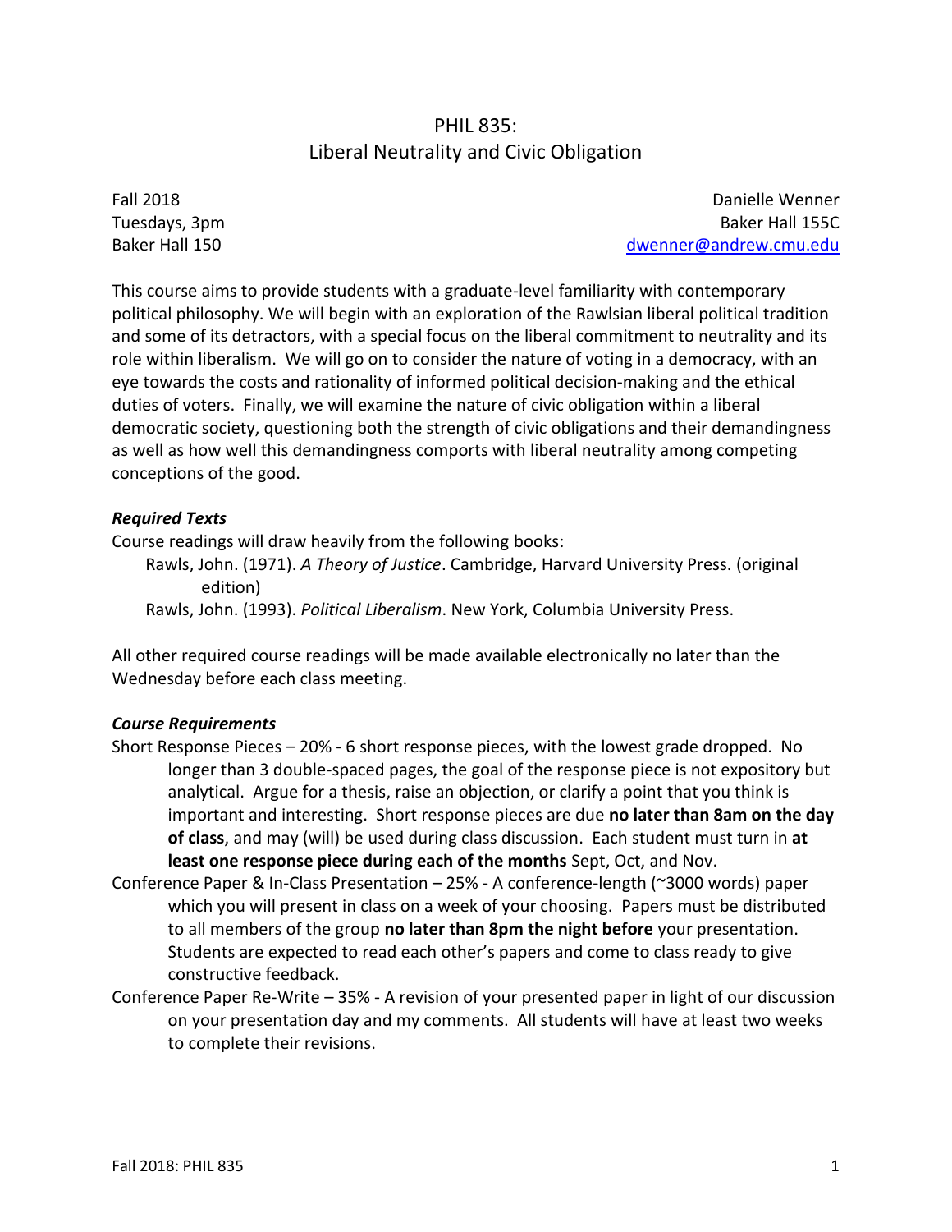# PHIL 835:
# Liberal Neutrality and Civic Obligation

Fall 2018
Tuesdays, 3pm
Baker Hall 150

Danielle Wenner
Baker Hall 155C
dwenner@andrew.cmu.edu

This course aims to provide students with a graduate-level familiarity with contemporary political philosophy. We will begin with an exploration of the Rawlsian liberal political tradition and some of its detractors, with a special focus on the liberal commitment to neutrality and its role within liberalism. We will go on to consider the nature of voting in a democracy, with an eye towards the costs and rationality of informed political decision-making and the ethical duties of voters. Finally, we will examine the nature of civic obligation within a liberal democratic society, questioning both the strength of civic obligations and their demandingness as well as how well this demandingness comports with liberal neutrality among competing conceptions of the good.

### *Required Texts*

Course readings will draw heavily from the following books:

Rawls, John. (1971). *A Theory of Justice*. Cambridge, Harvard University Press. (original edition)

Rawls, John. (1993). *Political Liberalism*. New York, Columbia University Press.

All other required course readings will be made available electronically no later than the Wednesday before each class meeting.

### *Course Requirements*

Short Response Pieces – 20% - 6 short response pieces, with the lowest grade dropped. No longer than 3 double-spaced pages, the goal of the response piece is not expository but analytical. Argue for a thesis, raise an objection, or clarify a point that you think is important and interesting. Short response pieces are due **no later than 8am on the day of class**, and may (will) be used during class discussion. Each student must turn in **at least one response piece during each of the months** Sept, Oct, and Nov.

Conference Paper & In-Class Presentation – 25% - A conference-length (~3000 words) paper which you will present in class on a week of your choosing. Papers must be distributed to all members of the group **no later than 8pm the night before** your presentation. Students are expected to read each other's papers and come to class ready to give constructive feedback.

Conference Paper Re-Write – 35% - A revision of your presented paper in light of our discussion on your presentation day and my comments. All students will have at least two weeks to complete their revisions.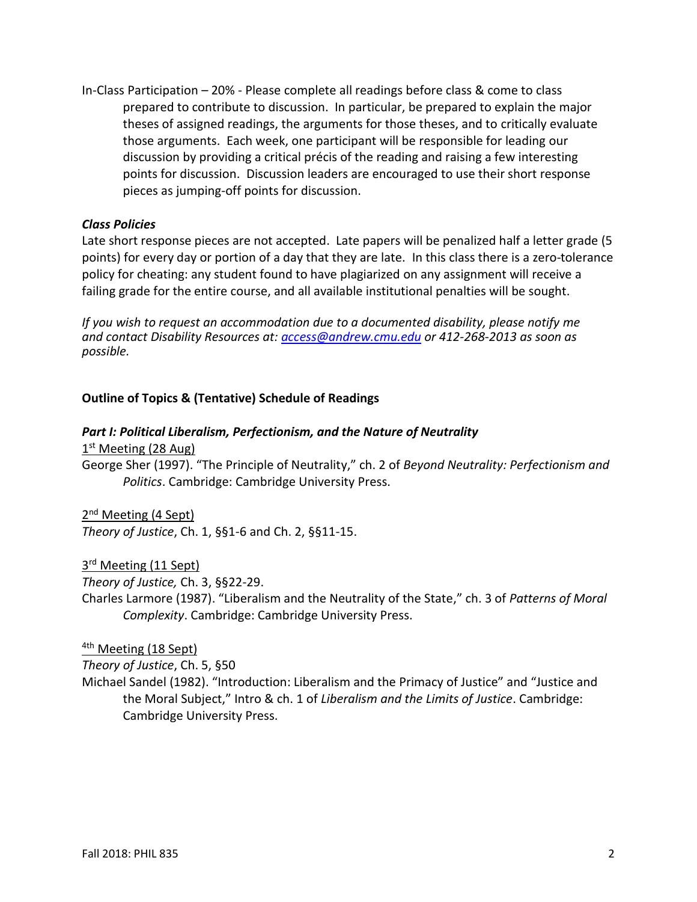In-Class Participation – 20% - Please complete all readings before class & come to class prepared to contribute to discussion. In particular, be prepared to explain the major theses of assigned readings, the arguments for those theses, and to critically evaluate those arguments. Each week, one participant will be responsible for leading our discussion by providing a critical précis of the reading and raising a few interesting points for discussion. Discussion leaders are encouraged to use their short response pieces as jumping-off points for discussion.

***Class Policies***

Late short response pieces are not accepted. Late papers will be penalized half a letter grade (5 points) for every day or portion of a day that they are late. In this class there is a zero-tolerance policy for cheating: any student found to have plagiarized on any assignment will receive a failing grade for the entire course, and all available institutional penalties will be sought.

*If you wish to request an accommodation due to a documented disability, please notify me and contact Disability Resources at: access@andrew.cmu.edu or 412-268-2013 as soon as possible.*

**Outline of Topics & (Tentative) Schedule of Readings**

***Part I: Political Liberalism, Perfectionism, and the Nature of Neutrality***

1st Meeting (28 Aug)

George Sher (1997). "The Principle of Neutrality," ch. 2 of *Beyond Neutrality: Perfectionism and Politics*. Cambridge: Cambridge University Press.

2nd Meeting (4 Sept)

*Theory of Justice*, Ch. 1, §§1-6 and Ch. 2, §§11-15.

3rd Meeting (11 Sept)

*Theory of Justice,* Ch. 3, §§22-29.

Charles Larmore (1987). "Liberalism and the Neutrality of the State," ch. 3 of *Patterns of Moral Complexity*. Cambridge: Cambridge University Press.

4th Meeting (18 Sept)

*Theory of Justice*, Ch. 5, §50

Michael Sandel (1982). "Introduction: Liberalism and the Primacy of Justice" and "Justice and the Moral Subject," Intro & ch. 1 of *Liberalism and the Limits of Justice*. Cambridge: Cambridge University Press.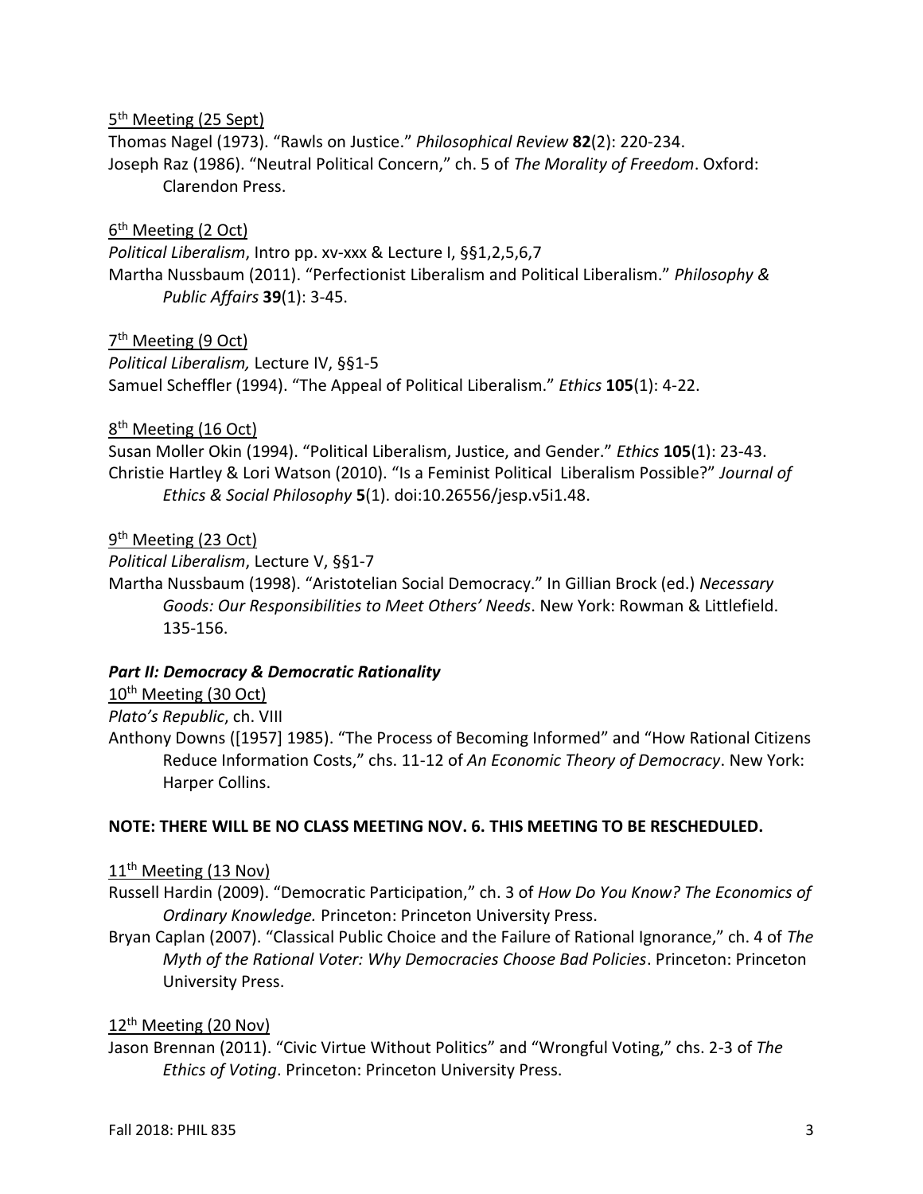5th Meeting (25 Sept)

Thomas Nagel (1973). "Rawls on Justice." *Philosophical Review* **82**(2): 220-234.

Joseph Raz (1986). "Neutral Political Concern," ch. 5 of *The Morality of Freedom*. Oxford: Clarendon Press.

6th Meeting (2 Oct)

*Political Liberalism*, Intro pp. xv-xxx & Lecture I, §§1,2,5,6,7

Martha Nussbaum (2011). "Perfectionist Liberalism and Political Liberalism." *Philosophy & Public Affairs* **39**(1): 3-45.

7th Meeting (9 Oct)

*Political Liberalism,* Lecture IV, §§1-5

Samuel Scheffler (1994). "The Appeal of Political Liberalism." *Ethics* **105**(1): 4-22.

8th Meeting (16 Oct)

Susan Moller Okin (1994). "Political Liberalism, Justice, and Gender." *Ethics* **105**(1): 23-43.

Christie Hartley & Lori Watson (2010). "Is a Feminist Political Liberalism Possible?" *Journal of Ethics & Social Philosophy* **5**(1). doi:10.26556/jesp.v5i1.48.

9th Meeting (23 Oct)

*Political Liberalism*, Lecture V, §§1-7

Martha Nussbaum (1998). "Aristotelian Social Democracy." In Gillian Brock (ed.) *Necessary Goods: Our Responsibilities to Meet Others' Needs*. New York: Rowman & Littlefield. 135-156.

***Part II: Democracy & Democratic Rationality***

10th Meeting (30 Oct)

*Plato's Republic*, ch. VIII

Anthony Downs ([1957] 1985). "The Process of Becoming Informed" and "How Rational Citizens Reduce Information Costs," chs. 11-12 of *An Economic Theory of Democracy*. New York: Harper Collins.

**NOTE: THERE WILL BE NO CLASS MEETING NOV. 6. THIS MEETING TO BE RESCHEDULED.**

11th Meeting (13 Nov)

Russell Hardin (2009). "Democratic Participation," ch. 3 of *How Do You Know? The Economics of Ordinary Knowledge.* Princeton: Princeton University Press.

Bryan Caplan (2007). "Classical Public Choice and the Failure of Rational Ignorance," ch. 4 of *The Myth of the Rational Voter: Why Democracies Choose Bad Policies*. Princeton: Princeton University Press.

12th Meeting (20 Nov)

Jason Brennan (2011). "Civic Virtue Without Politics" and "Wrongful Voting," chs. 2-3 of *The Ethics of Voting*. Princeton: Princeton University Press.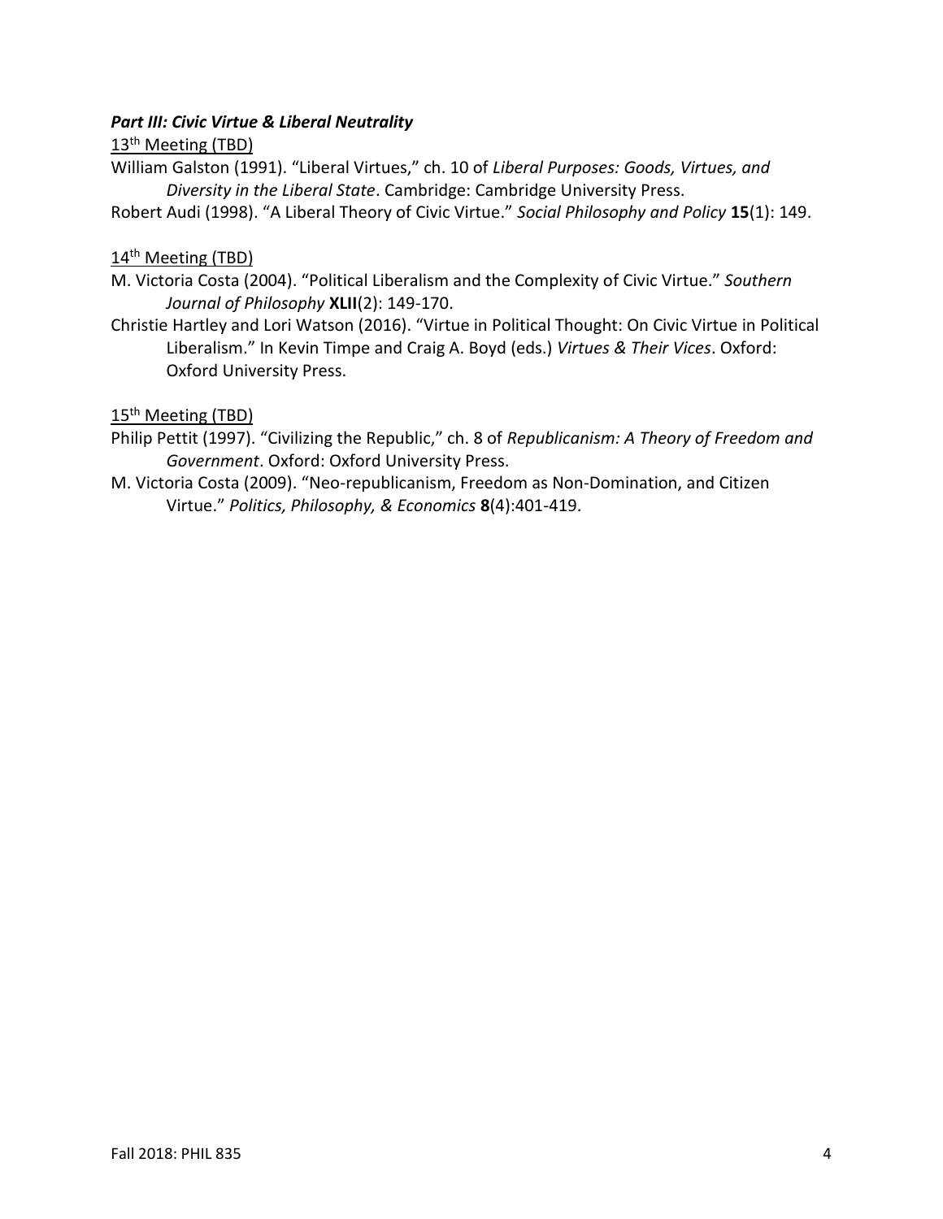***Part III: Civic Virtue & Liberal Neutrality***

13th Meeting (TBD)

William Galston (1991). "Liberal Virtues," ch. 10 of *Liberal Purposes: Goods, Virtues, and Diversity in the Liberal State*. Cambridge: Cambridge University Press.

Robert Audi (1998). "A Liberal Theory of Civic Virtue." *Social Philosophy and Policy* **15**(1): 149.

14th Meeting (TBD)

M. Victoria Costa (2004). "Political Liberalism and the Complexity of Civic Virtue." *Southern Journal of Philosophy* **XLII**(2): 149-170.

Christie Hartley and Lori Watson (2016). "Virtue in Political Thought: On Civic Virtue in Political Liberalism." In Kevin Timpe and Craig A. Boyd (eds.) *Virtues & Their Vices*. Oxford: Oxford University Press.

15th Meeting (TBD)

Philip Pettit (1997). "Civilizing the Republic," ch. 8 of *Republicanism: A Theory of Freedom and Government*. Oxford: Oxford University Press.

M. Victoria Costa (2009). "Neo-republicanism, Freedom as Non-Domination, and Citizen Virtue." *Politics, Philosophy, & Economics* **8**(4):401-419.